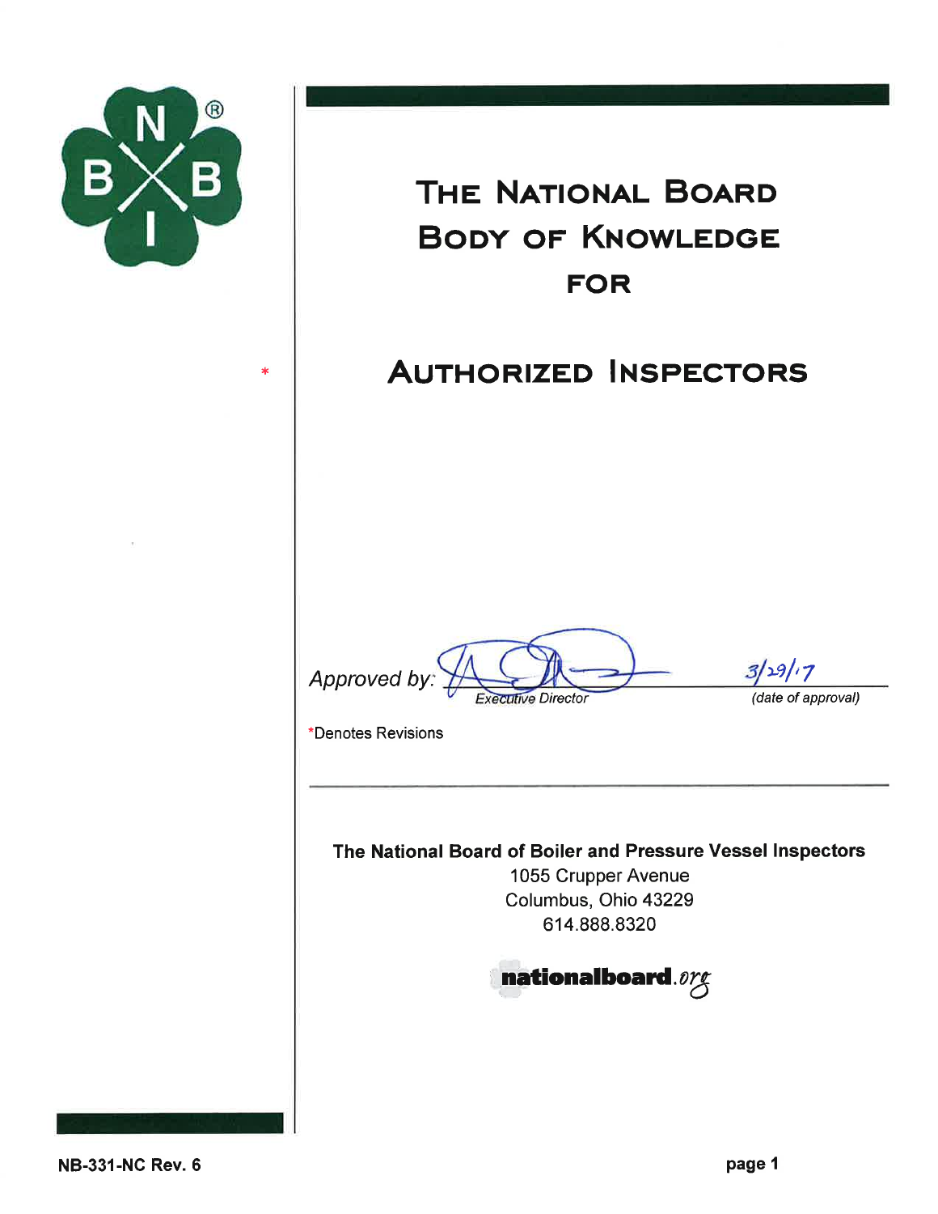# The National Board Body of Knowledge for

\*

# Authorized Inspectors

Approved by: ______________________ 3/29/17
Executive Director (date of approval)

\*Denotes Revisions

**The National Board of Boiler and Pressure Vessel Inspectors**
1055 Crupper Avenue
Columbus, Ohio 43229
614.888.8320

**nationalboard**.org

NB-331-NC Rev. 6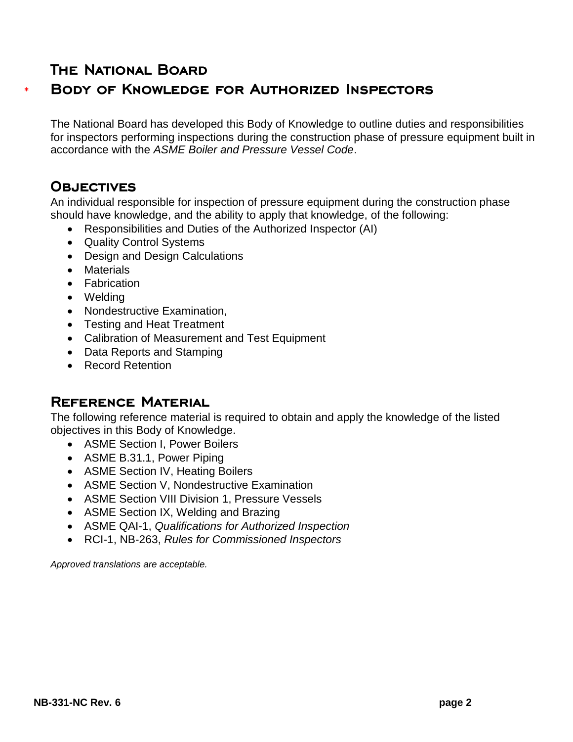# The National Board

# * Body of Knowledge for Authorized Inspectors

The National Board has developed this Body of Knowledge to outline duties and responsibilities for inspectors performing inspections during the construction phase of pressure equipment built in accordance with the *ASME Boiler and Pressure Vessel Code*.

## Objectives

An individual responsible for inspection of pressure equipment during the construction phase should have knowledge, and the ability to apply that knowledge, of the following:

- Responsibilities and Duties of the Authorized Inspector (AI)
- Quality Control Systems
- Design and Design Calculations
- Materials
- Fabrication
- Welding
- Nondestructive Examination,
- Testing and Heat Treatment
- Calibration of Measurement and Test Equipment
- Data Reports and Stamping
- Record Retention

## Reference Material

The following reference material is required to obtain and apply the knowledge of the listed objectives in this Body of Knowledge.

- ASME Section I, Power Boilers
- ASME B.31.1, Power Piping
- ASME Section IV, Heating Boilers
- ASME Section V, Nondestructive Examination
- ASME Section VIII Division 1, Pressure Vessels
- ASME Section IX, Welding and Brazing
- ASME QAI-1, *Qualifications for Authorized Inspection*
- RCI-1, NB-263, *Rules for Commissioned Inspectors*

*Approved translations are acceptable.*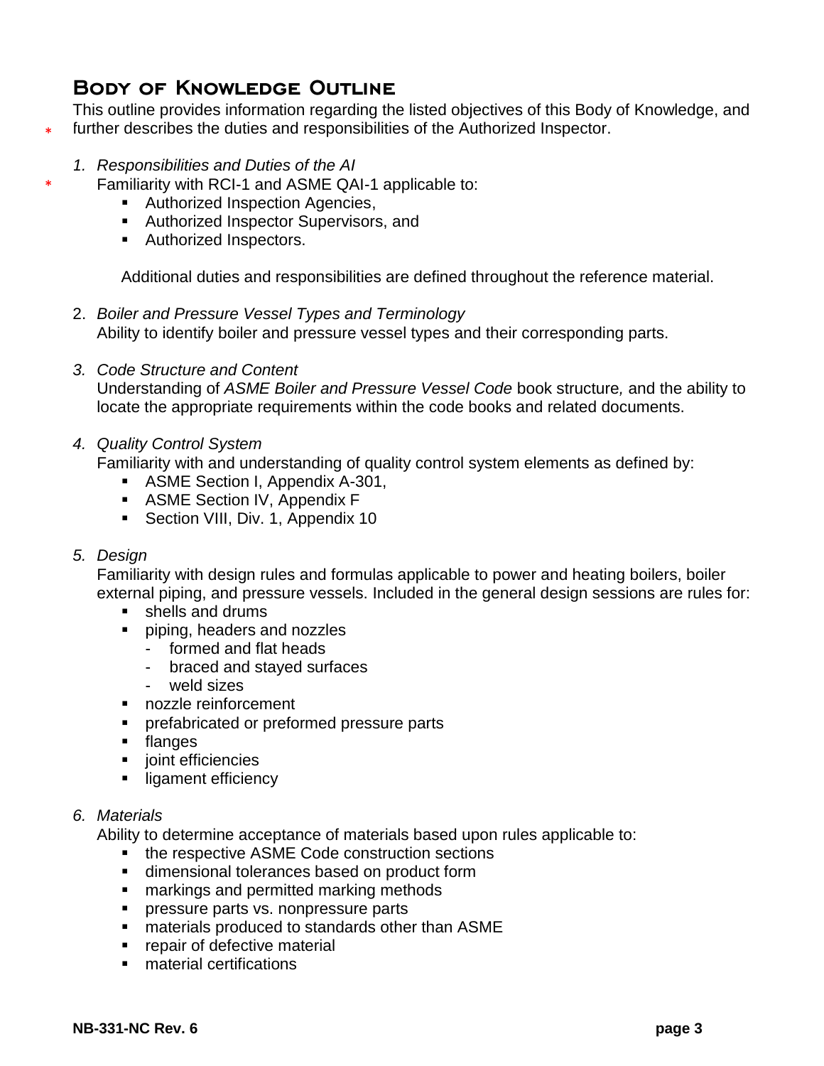## Body of Knowledge Outline

This outline provides information regarding the listed objectives of this Body of Knowledge, and further describes the duties and responsibilities of the Authorized Inspector.

1. *Responsibilities and Duties of the AI*
   Familiarity with RCI-1 and ASME QAI-1 applicable to:
   - Authorized Inspection Agencies,
   - Authorized Inspector Supervisors, and
   - Authorized Inspectors.

   Additional duties and responsibilities are defined throughout the reference material.

2. *Boiler and Pressure Vessel Types and Terminology*
   Ability to identify boiler and pressure vessel types and their corresponding parts.

3. *Code Structure and Content*
   Understanding of *ASME Boiler and Pressure Vessel Code* book structure, and the ability to locate the appropriate requirements within the code books and related documents.

4. *Quality Control System*
   Familiarity with and understanding of quality control system elements as defined by:
   - ASME Section I, Appendix A-301,
   - ASME Section IV, Appendix F
   - Section VIII, Div. 1, Appendix 10

5. *Design*
   Familiarity with design rules and formulas applicable to power and heating boilers, boiler external piping, and pressure vessels. Included in the general design sessions are rules for:
   - shells and drums
   - piping, headers and nozzles
     - formed and flat heads
     - braced and stayed surfaces
     - weld sizes
   - nozzle reinforcement
   - prefabricated or preformed pressure parts
   - flanges
   - joint efficiencies
   - ligament efficiency

6. *Materials*
   Ability to determine acceptance of materials based upon rules applicable to:
   - the respective ASME Code construction sections
   - dimensional tolerances based on product form
   - markings and permitted marking methods
   - pressure parts vs. nonpressure parts
   - materials produced to standards other than ASME
   - repair of defective material
   - material certifications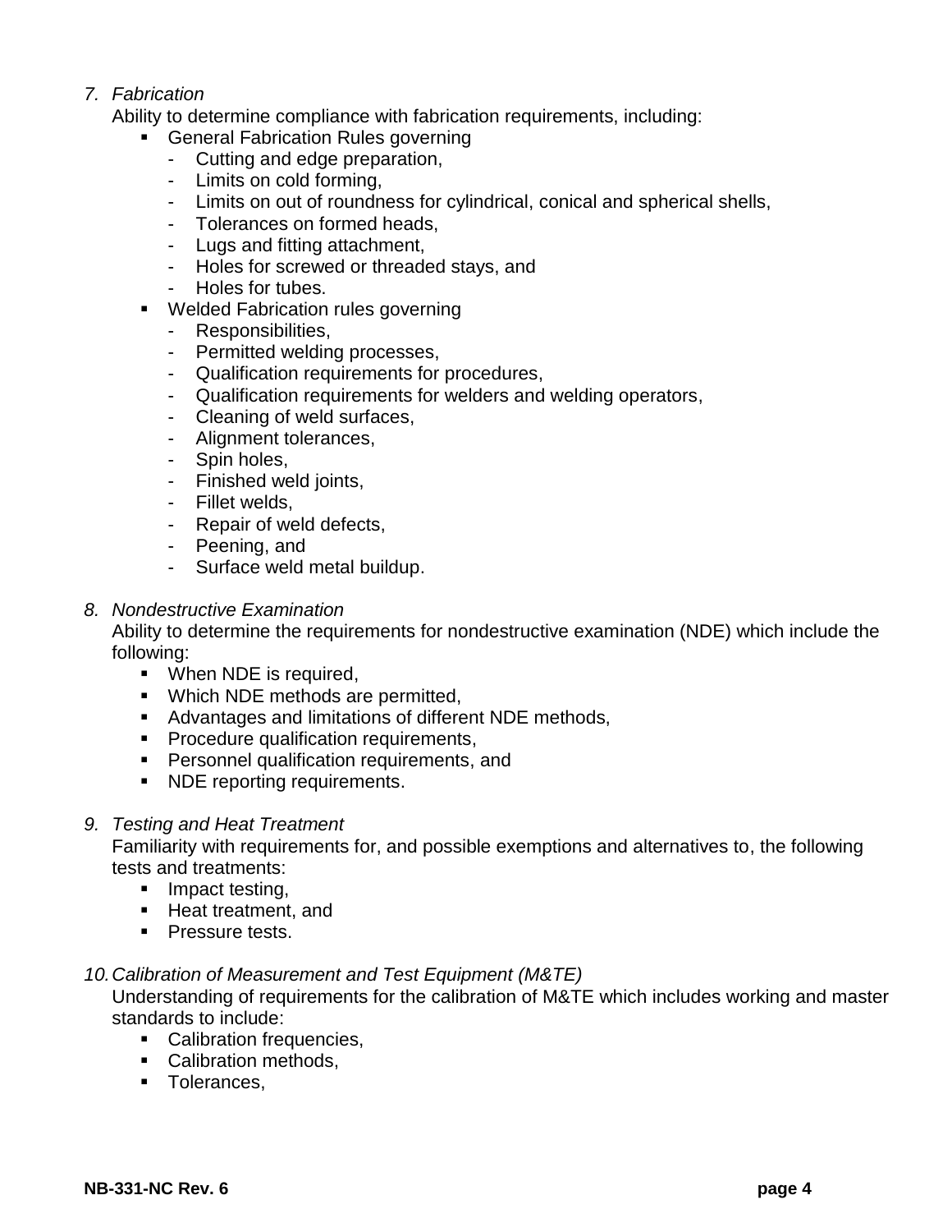7. *Fabrication*

   Ability to determine compliance with fabrication requirements, including:

   - General Fabrication Rules governing
     - Cutting and edge preparation,
     - Limits on cold forming,
     - Limits on out of roundness for cylindrical, conical and spherical shells,
     - Tolerances on formed heads,
     - Lugs and fitting attachment,
     - Holes for screwed or threaded stays, and
     - Holes for tubes.
   - Welded Fabrication rules governing
     - Responsibilities,
     - Permitted welding processes,
     - Qualification requirements for procedures,
     - Qualification requirements for welders and welding operators,
     - Cleaning of weld surfaces,
     - Alignment tolerances,
     - Spin holes,
     - Finished weld joints,
     - Fillet welds,
     - Repair of weld defects,
     - Peening, and
     - Surface weld metal buildup.

8. *Nondestructive Examination*

   Ability to determine the requirements for nondestructive examination (NDE) which include the following:

   - When NDE is required,
   - Which NDE methods are permitted,
   - Advantages and limitations of different NDE methods,
   - Procedure qualification requirements,
   - Personnel qualification requirements, and
   - NDE reporting requirements.

9. *Testing and Heat Treatment*

   Familiarity with requirements for, and possible exemptions and alternatives to, the following tests and treatments:

   - Impact testing,
   - Heat treatment, and
   - Pressure tests.

10. *Calibration of Measurement and Test Equipment (M&TE)*

    Understanding of requirements for the calibration of M&TE which includes working and master standards to include:

    - Calibration frequencies,
    - Calibration methods,
    - Tolerances,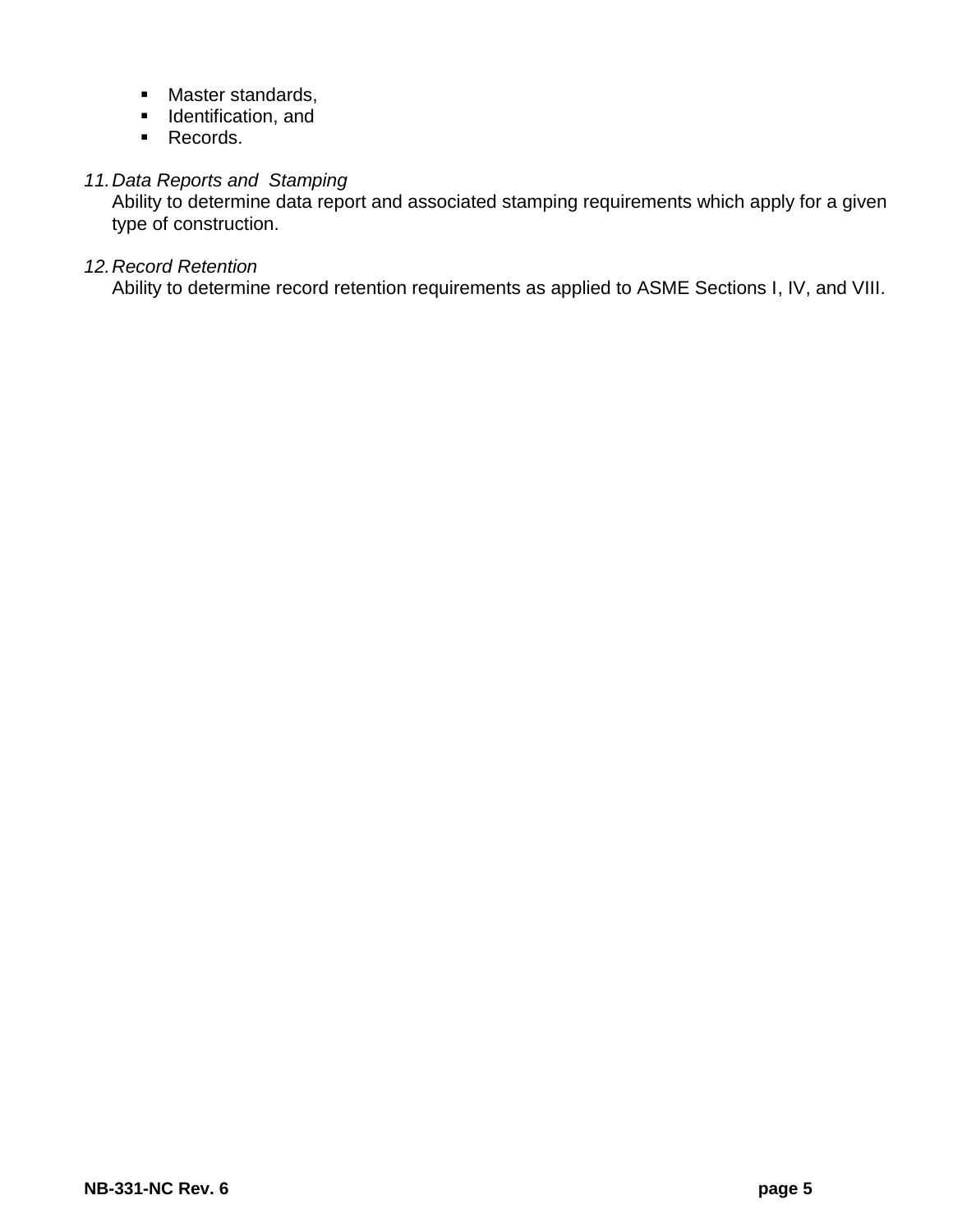- Master standards,
- Identification, and
- Records.

11. *Data Reports and Stamping*
    Ability to determine data report and associated stamping requirements which apply for a given type of construction.

12. *Record Retention*
    Ability to determine record retention requirements as applied to ASME Sections I, IV, and VIII.